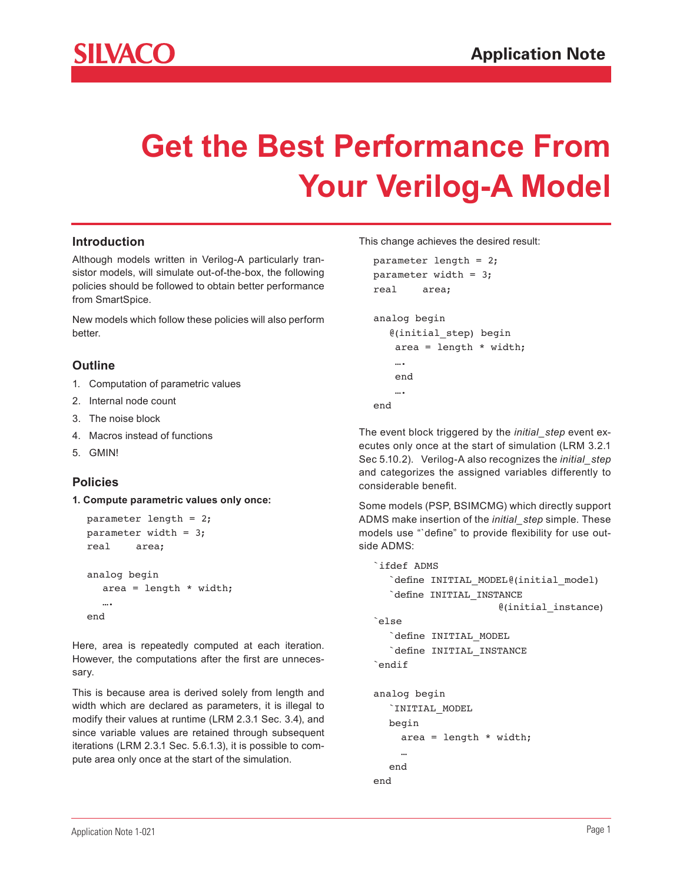# Get the Best Performance From Your Verilog-A Model

## Introduction

Although models written in Verilog-A particularly transistor models, will simulate out-of-the-box, the following policies should be followed to obtain better performance from SmartSpice.

New models which follow these policies will also perform better.

## Outline

1. Computation of parametric values
2. Internal node count
3. The noise block
4. Macros instead of functions
5. GMIN!

## Policies

**1. Compute parametric values only once:**

```
parameter length = 2;
parameter width = 3;
real     area;

analog begin
   area = length * width;
   ….
end
```

Here, area is repeatedly computed at each iteration. However, the computations after the first are unnecessary.

This is because area is derived solely from length and width which are declared as parameters, it is illegal to modify their values at runtime (LRM 2.3.1 Sec. 3.4), and since variable values are retained through subsequent iterations (LRM 2.3.1 Sec. 5.6.1.3), it is possible to compute area only once at the start of the simulation.

This change achieves the desired result:

```
parameter length = 2;
parameter width = 3;
real     area;

analog begin
   @(initial_step) begin
    area = length * width;
    ….
    end
    ….
end
```

The event block triggered by the *initial_step* event executes only once at the start of simulation (LRM 3.2.1 Sec 5.10.2). Verilog-A also recognizes the *initial_step* and categorizes the assigned variables differently to considerable benefit.

Some models (PSP, BSIMCMG) which directly support ADMS make insertion of the *initial_step* simple. These models use "`define" to provide flexibility for use outside ADMS:

```
`ifdef ADMS
   `define INITIAL_MODEL@(initial_model)
   `define INITIAL_INSTANCE
                    @(initial_instance)
`else
   `define INITIAL_MODEL
   `define INITIAL_INSTANCE
`endif

analog begin
   `INITIAL_MODEL
   begin
     area = length * width;
     …
   end
end
```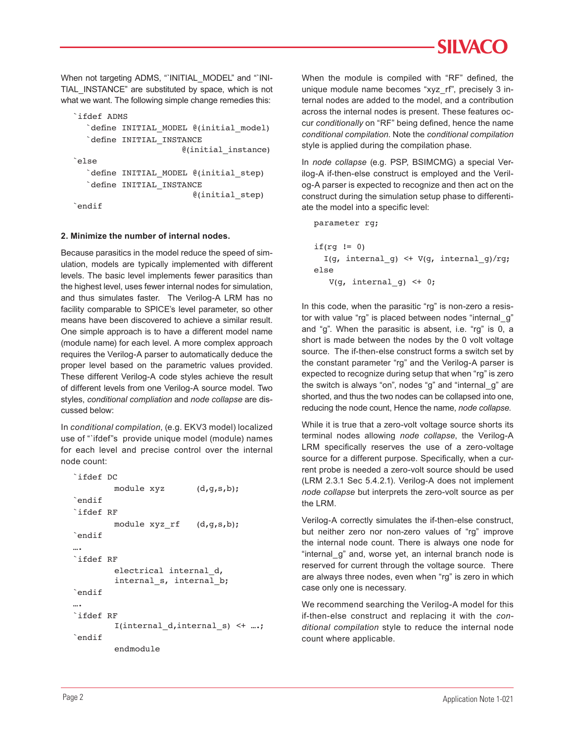When not targeting ADMS, "`INITIAL_MODEL" and "`INITIAL_INSTANCE" are substituted by space, which is not what we want. The following simple change remedies this:

```
`ifdef ADMS
   `define INITIAL_MODEL @(initial_model)
   `define INITIAL_INSTANCE
                      @(initial_instance)
`else
   `define INITIAL_MODEL @(initial_step)
   `define INITIAL_INSTANCE
                         @(initial_step)
`endif
```

**2. Minimize the number of internal nodes.**

Because parasitics in the model reduce the speed of simulation, models are typically implemented with different levels. The basic level implements fewer parasitics than the highest level, uses fewer internal nodes for simulation, and thus simulates faster. The Verilog-A LRM has no facility comparable to SPICE's level parameter, so other means have been discovered to achieve a similar result. One simple approach is to have a different model name (module name) for each level. A more complex approach requires the Verilog-A parser to automatically deduce the proper level based on the parametric values provided. These different Verilog-A code styles achieve the result of different levels from one Verilog-A source model. Two styles, *conditional compliation* and *node collapse* are discussed below:

In *conditional compilation*, (e.g. EKV3 model) localized use of "`ifdef"s provide unique model (module) names for each level and precise control over the internal node count:

```
`ifdef DC
        module xyz      (d,g,s,b);
`endif
`ifdef RF
        module xyz_rf   (d,g,s,b);
`endif
….
`ifdef RF
        electrical internal_d,
        internal_s, internal_b;
`endif
….
`ifdef RF
        I(internal_d,internal_s) <+ ….;
`endif
        endmodule
```

When the module is compiled with "RF" defined, the unique module name becomes "xyz_rf", precisely 3 internal nodes are added to the model, and a contribution across the internal nodes is present. These features occur *conditionally* on "RF" being defined, hence the name *conditional compilation*. Note the *conditional compilation* style is applied during the compilation phase.

In *node collapse* (e.g. PSP, BSIMCMG) a special Verilog-A if-then-else construct is employed and the Verilog-A parser is expected to recognize and then act on the construct during the simulation setup phase to differentiate the model into a specific level:

```
parameter rg;

if(rg != 0)
  I(g, internal_g) <+ V(g, internal_g)/rg;
else
   V(g, internal_g) <+ 0;
```

In this code, when the parasitic "rg" is non-zero a resistor with value "rg" is placed between nodes "internal_g" and "g". When the parasitic is absent, i.e. "rg" is 0, a short is made between the nodes by the 0 volt voltage source. The if-then-else construct forms a switch set by the constant parameter "rg" and the Verilog-A parser is expected to recognize during setup that when "rg" is zero the switch is always "on", nodes "g" and "internal_g" are shorted, and thus the two nodes can be collapsed into one, reducing the node count, Hence the name, *node collapse*.

While it is true that a zero-volt voltage source shorts its terminal nodes allowing *node collapse*, the Verilog-A LRM specifically reserves the use of a zero-voltage source for a different purpose. Specifically, when a current probe is needed a zero-volt source should be used (LRM 2.3.1 Sec 5.4.2.1). Verilog-A does not implement *node collapse* but interprets the zero-volt source as per the LRM.

Verilog-A correctly simulates the if-then-else construct, but neither zero nor non-zero values of "rg" improve the internal node count. There is always one node for "internal_g" and, worse yet, an internal branch node is reserved for current through the voltage source. There are always three nodes, even when "rg" is zero in which case only one is necessary.

We recommend searching the Verilog-A model for this if-then-else construct and replacing it with the *conditional compilation* style to reduce the internal node count where applicable.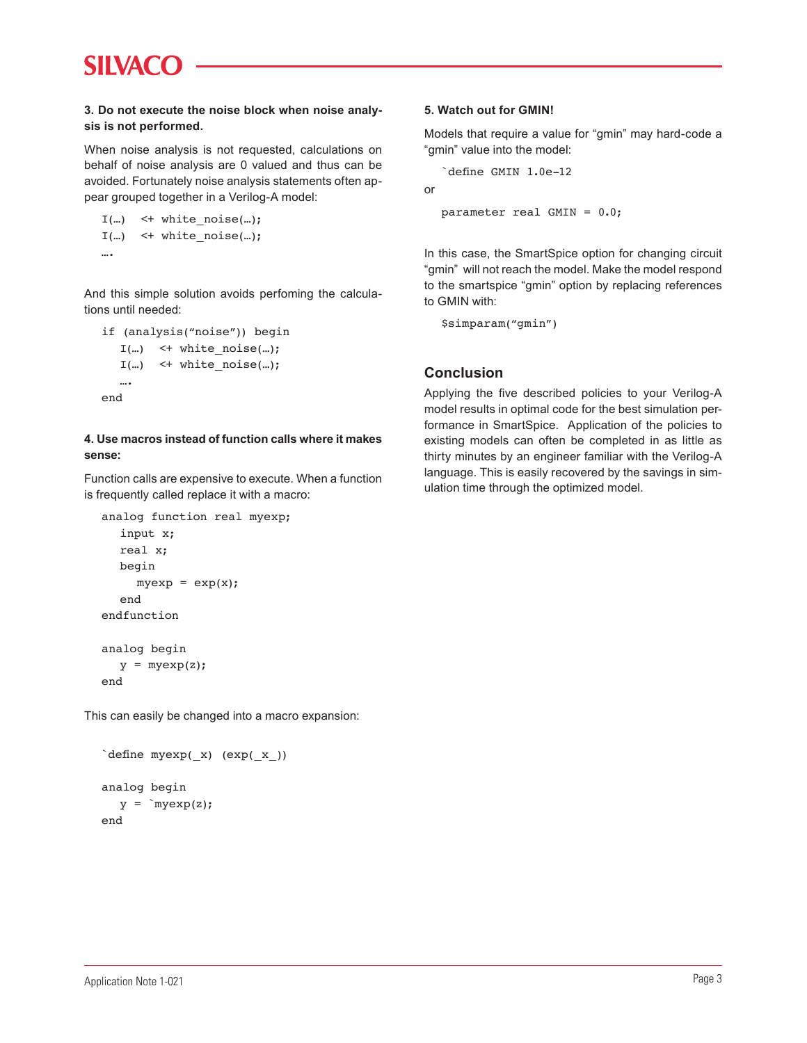**3. Do not execute the noise block when noise analysis is not performed.**

When noise analysis is not requested, calculations on behalf of noise analysis are 0 valued and thus can be avoided. Fortunately noise analysis statements often appear grouped together in a Verilog-A model:

```
I(…)  <+ white_noise(…);
I(…)  <+ white_noise(…);
….
```

And this simple solution avoids perfoming the calculations until needed:

```
if (analysis(“noise”)) begin
   I(…)  <+ white_noise(…);
   I(…)  <+ white_noise(…);
   ….
end
```

**4. Use macros instead of function calls where it makes sense:**

Function calls are expensive to execute. When a function is frequently called replace it with a macro:

```
analog function real myexp;
   input x;
   real x;
   begin
      myexp = exp(x);
   end
endfunction

analog begin
   y = myexp(z);
end
```

This can easily be changed into a macro expansion:

```
`define myexp(_x) (exp(_x_))

analog begin
   y = `myexp(z);
end
```

**5. Watch out for GMIN!**

Models that require a value for “gmin” may hard-code a “gmin” value into the model:

```
`define GMIN 1.0e-12
```

or

```
parameter real GMIN = 0.0;
```

In this case, the SmartSpice option for changing circuit “gmin” will not reach the model. Make the model respond to the smartspice “gmin” option by replacing references to GMIN with:

```
$simparam(“gmin”)
```

## Conclusion

Applying the five described policies to your Verilog-A model results in optimal code for the best simulation performance in SmartSpice. Application of the policies to existing models can often be completed in as little as thirty minutes by an engineer familiar with the Verilog-A language. This is easily recovered by the savings in simulation time through the optimized model.